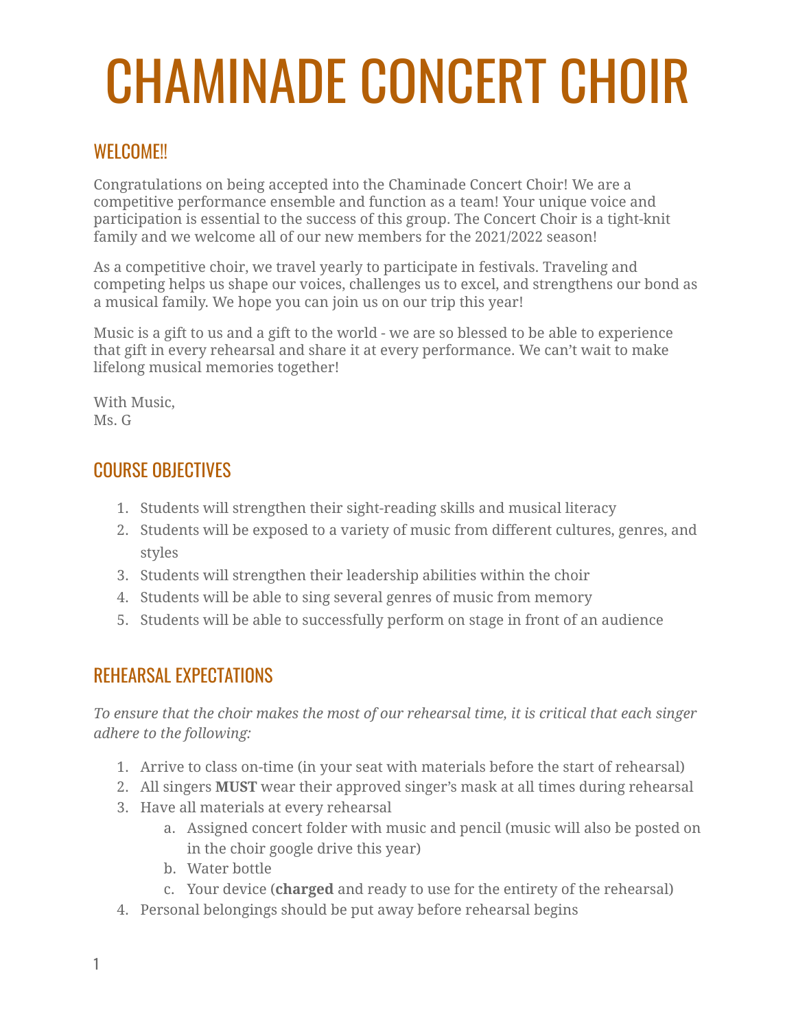# CHAMINADE CONCERT CHOIR

## WELCOME!!

Congratulations on being accepted into the Chaminade Concert Choir! We are a competitive performance ensemble and function as a team! Your unique voice and participation is essential to the success of this group. The Concert Choir is a tight-knit family and we welcome all of our new members for the 2021/2022 season!

As a competitive choir, we travel yearly to participate in festivals. Traveling and competing helps us shape our voices, challenges us to excel, and strengthens our bond as a musical family. We hope you can join us on our trip this year!

Music is a gift to us and a gift to the world - we are so blessed to be able to experience that gift in every rehearsal and share it at every performance. We can't wait to make lifelong musical memories together!

With Music,
Ms. G

## COURSE OBJECTIVES

1. Students will strengthen their sight-reading skills and musical literacy
2. Students will be exposed to a variety of music from different cultures, genres, and styles
3. Students will strengthen their leadership abilities within the choir
4. Students will be able to sing several genres of music from memory
5. Students will be able to successfully perform on stage in front of an audience

## REHEARSAL EXPECTATIONS

*To ensure that the choir makes the most of our rehearsal time, it is critical that each singer adhere to the following:*

1. Arrive to class on-time (in your seat with materials before the start of rehearsal)
2. All singers **MUST** wear their approved singer's mask at all times during rehearsal
3. Have all materials at every rehearsal
   a. Assigned concert folder with music and pencil (music will also be posted on in the choir google drive this year)
   b. Water bottle
   c. Your device (**charged** and ready to use for the entirety of the rehearsal)
4. Personal belongings should be put away before rehearsal begins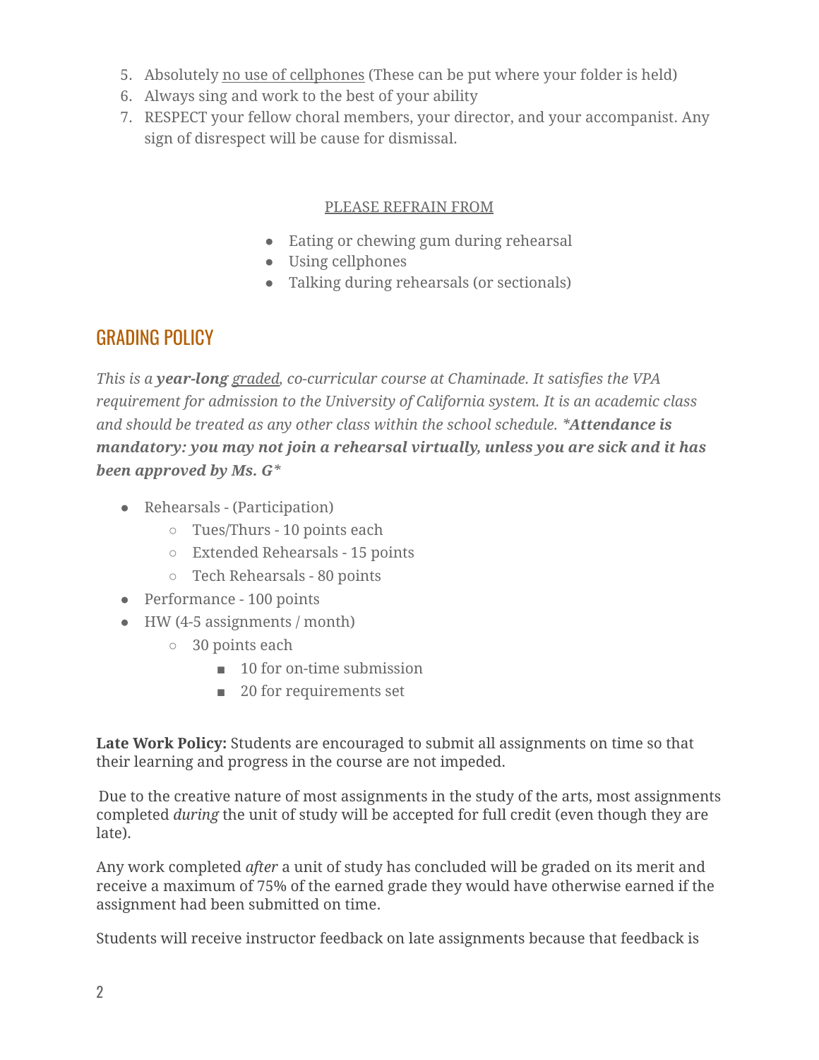5. Absolutely <u>no use of cellphones</u> (These can be put where your folder is held)
6. Always sing and work to the best of your ability
7. RESPECT your fellow choral members, your director, and your accompanist. Any sign of disrespect will be cause for dismissal.

<u>PLEASE REFRAIN FROM</u>

- Eating or chewing gum during rehearsal
- Using cellphones
- Talking during rehearsals (or sectionals)

## GRADING POLICY

*This is a **year-long** <u>graded</u>, co-curricular course at Chaminade. It satisfies the VPA requirement for admission to the University of California system. It is an academic class and should be treated as any other class within the school schedule.* ***\*Attendance is mandatory: you may not join a rehearsal virtually, unless you are sick and it has been approved by Ms. G\****

- Rehearsals - (Participation)
    - Tues/Thurs - 10 points each
    - Extended Rehearsals - 15 points
    - Tech Rehearsals - 80 points
- Performance - 100 points
- HW (4-5 assignments / month)
    - 30 points each
        - 10 for on-time submission
        - 20 for requirements set

**Late Work Policy:** Students are encouraged to submit all assignments on time so that their learning and progress in the course are not impeded.

Due to the creative nature of most assignments in the study of the arts, most assignments completed *during* the unit of study will be accepted for full credit (even though they are late).

Any work completed *after* a unit of study has concluded will be graded on its merit and receive a maximum of 75% of the earned grade they would have otherwise earned if the assignment had been submitted on time.

Students will receive instructor feedback on late assignments because that feedback is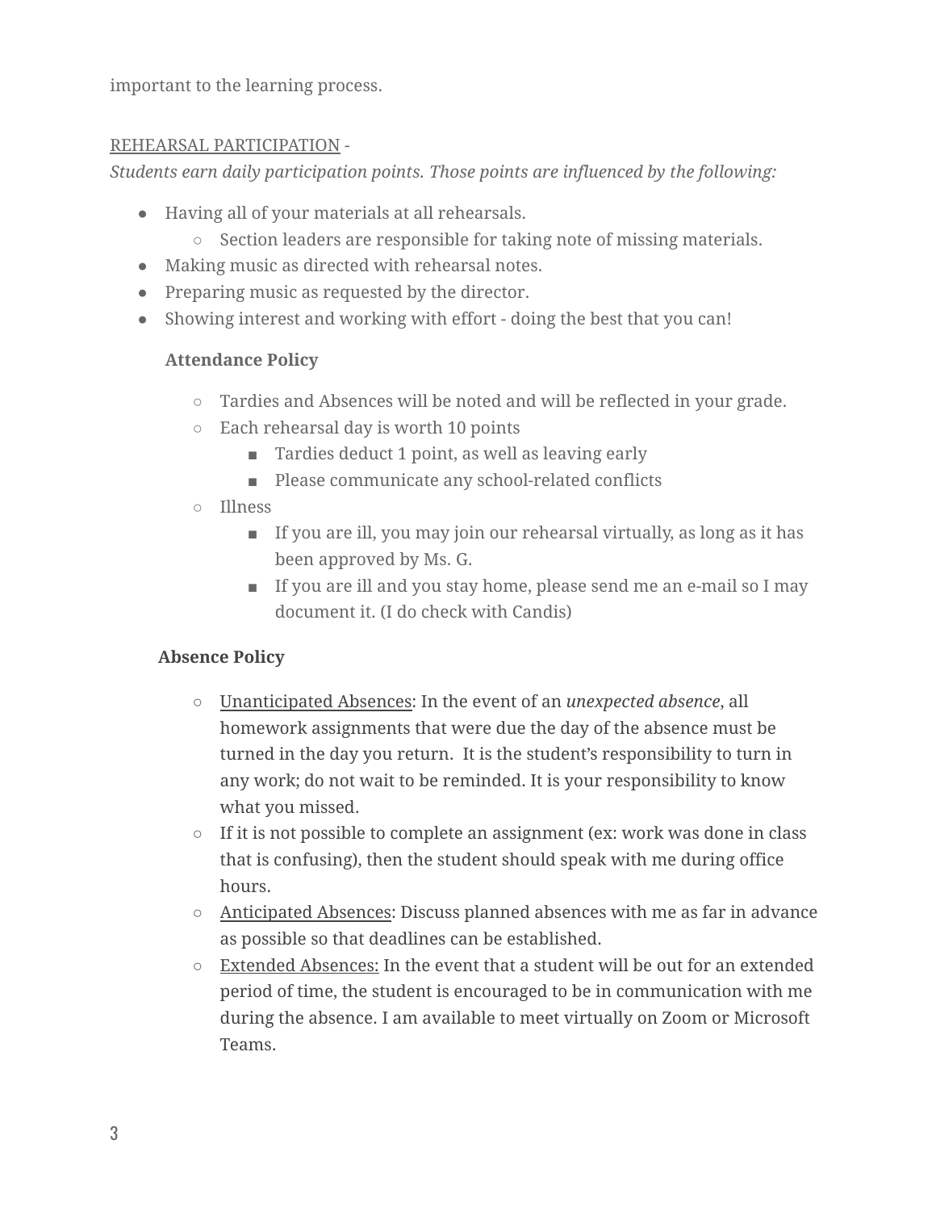important to the learning process.

REHEARSAL PARTICIPATION -
*Students earn daily participation points. Those points are influenced by the following:*

- Having all of your materials at all rehearsals.
  - Section leaders are responsible for taking note of missing materials.
- Making music as directed with rehearsal notes.
- Preparing music as requested by the director.
- Showing interest and working with effort - doing the best that you can!

**Attendance Policy**

- Tardies and Absences will be noted and will be reflected in your grade.
- Each rehearsal day is worth 10 points
  - Tardies deduct 1 point, as well as leaving early
  - Please communicate any school-related conflicts
- Illness
  - If you are ill, you may join our rehearsal virtually, as long as it has been approved by Ms. G.
  - If you are ill and you stay home, please send me an e-mail so I may document it. (I do check with Candis)

**Absence Policy**

- Unanticipated Absences: In the event of an *unexpected absence*, all homework assignments that were due the day of the absence must be turned in the day you return. It is the student's responsibility to turn in any work; do not wait to be reminded. It is your responsibility to know what you missed.
- If it is not possible to complete an assignment (ex: work was done in class that is confusing), then the student should speak with me during office hours.
- Anticipated Absences: Discuss planned absences with me as far in advance as possible so that deadlines can be established.
- Extended Absences: In the event that a student will be out for an extended period of time, the student is encouraged to be in communication with me during the absence. I am available to meet virtually on Zoom or Microsoft Teams.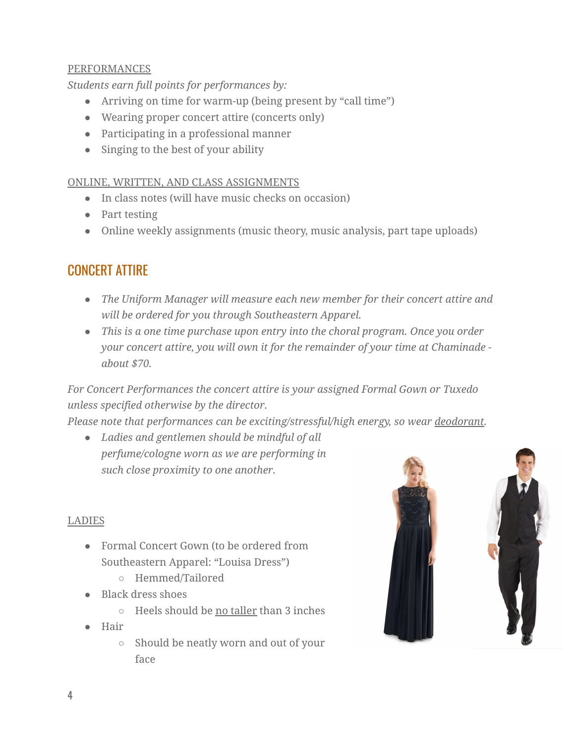PERFORMANCES

*Students earn full points for performances by:*

- Arriving on time for warm-up (being present by "call time")
- Wearing proper concert attire (concerts only)
- Participating in a professional manner
- Singing to the best of your ability

ONLINE, WRITTEN, AND CLASS ASSIGNMENTS

- In class notes (will have music checks on occasion)
- Part testing
- Online weekly assignments (music theory, music analysis, part tape uploads)

## CONCERT ATTIRE

- *The Uniform Manager will measure each new member for their concert attire and will be ordered for you through Southeastern Apparel.*
- *This is a one time purchase upon entry into the choral program. Once you order your concert attire, you will own it for the remainder of your time at Chaminade - about $70.*

*For Concert Performances the concert attire is your assigned Formal Gown or Tuxedo unless specified otherwise by the director.*

*Please note that performances can be exciting/stressful/high energy, so wear deodorant.*

- *Ladies and gentlemen should be mindful of all perfume/cologne worn as we are performing in such close proximity to one another.*

LADIES

- Formal Concert Gown (to be ordered from Southeastern Apparel: "Louisa Dress")
  - Hemmed/Tailored
- Black dress shoes
  - Heels should be no taller than 3 inches
- Hair
  - Should be neatly worn and out of your face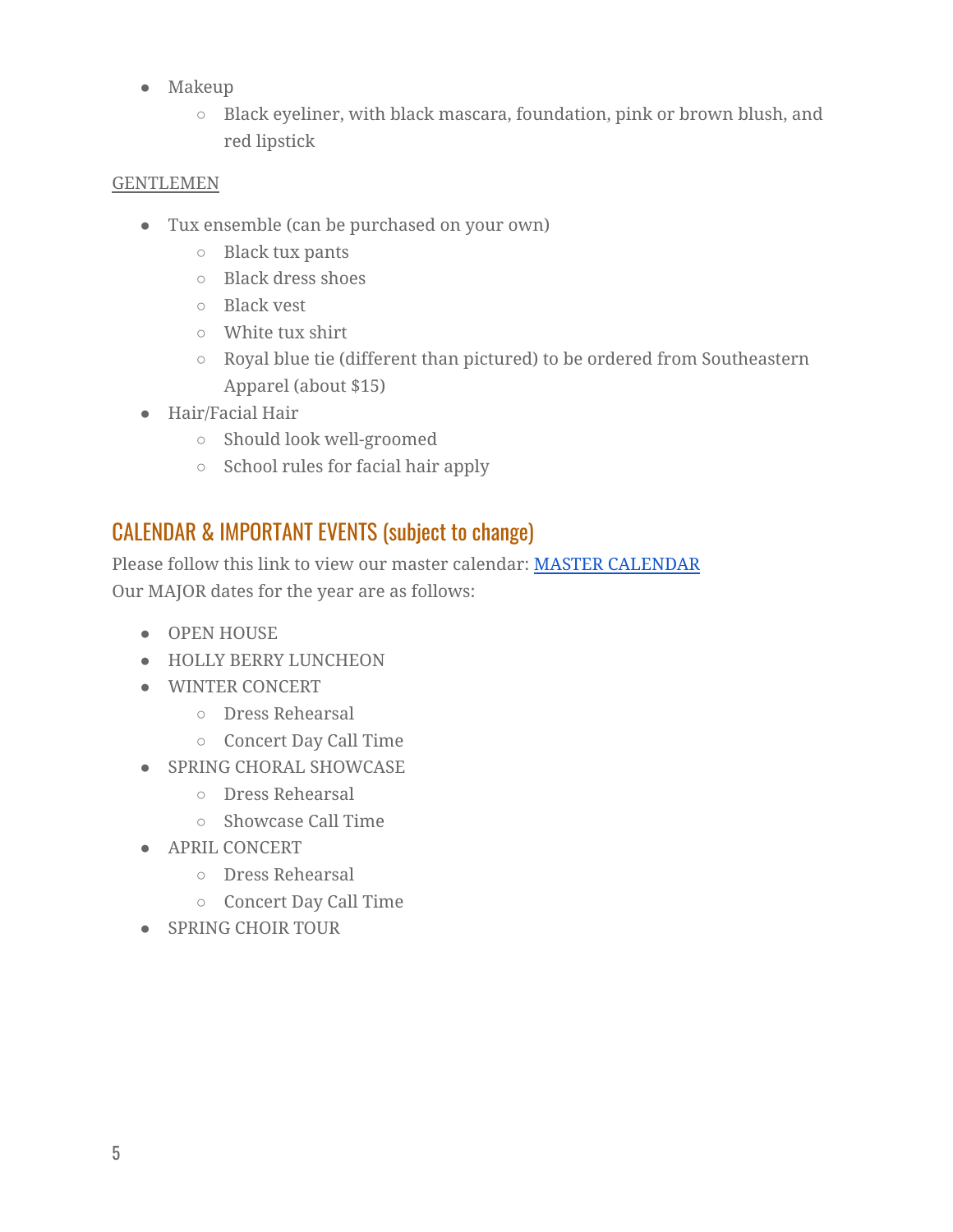- Makeup
    - Black eyeliner, with black mascara, foundation, pink or brown blush, and red lipstick

GENTLEMEN

- Tux ensemble (can be purchased on your own)
    - Black tux pants
    - Black dress shoes
    - Black vest
    - White tux shirt
    - Royal blue tie (different than pictured) to be ordered from Southeastern Apparel (about $15)
- Hair/Facial Hair
    - Should look well-groomed
    - School rules for facial hair apply

## CALENDAR & IMPORTANT EVENTS (subject to change)

Please follow this link to view our master calendar: MASTER CALENDAR
Our MAJOR dates for the year are as follows:

- OPEN HOUSE
- HOLLY BERRY LUNCHEON
- WINTER CONCERT
    - Dress Rehearsal
    - Concert Day Call Time
- SPRING CHORAL SHOWCASE
    - Dress Rehearsal
    - Showcase Call Time
- APRIL CONCERT
    - Dress Rehearsal
    - Concert Day Call Time
- SPRING CHOIR TOUR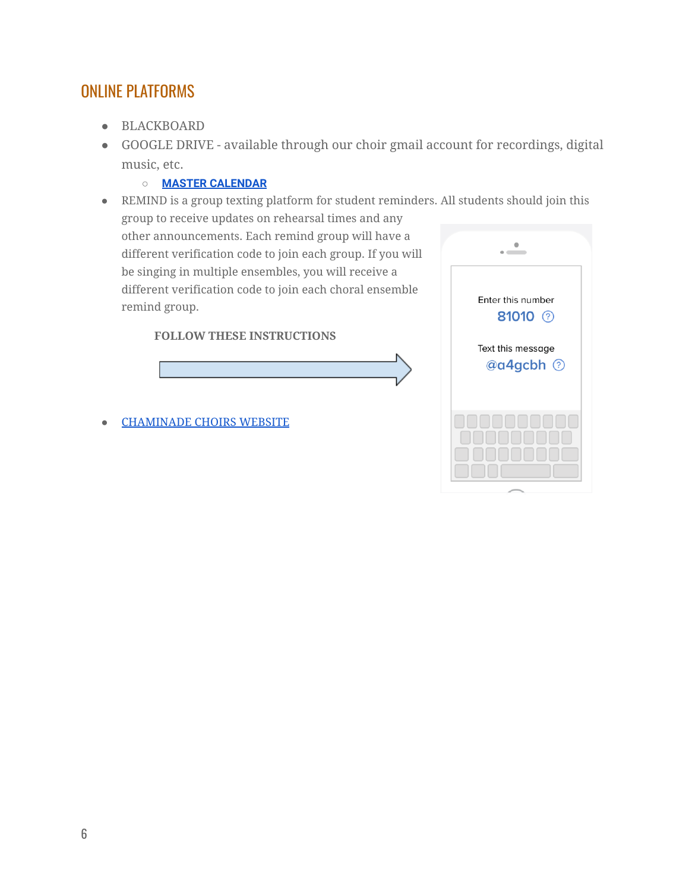## ONLINE PLATFORMS

- BLACKBOARD
- GOOGLE DRIVE - available through our choir gmail account for recordings, digital music, etc.
  - **MASTER CALENDAR**
- REMIND is a group texting platform for student reminders. All students should join this group to receive updates on rehearsal times and any other announcements. Each remind group will have a different verification code to join each group. If you will be singing in multiple ensembles, you will receive a different verification code to join each choral ensemble remind group.

  **FOLLOW THESE INSTRUCTIONS**

  Enter this number
  81010

  Text this message
  @a4gcbh

- CHAMINADE CHOIRS WEBSITE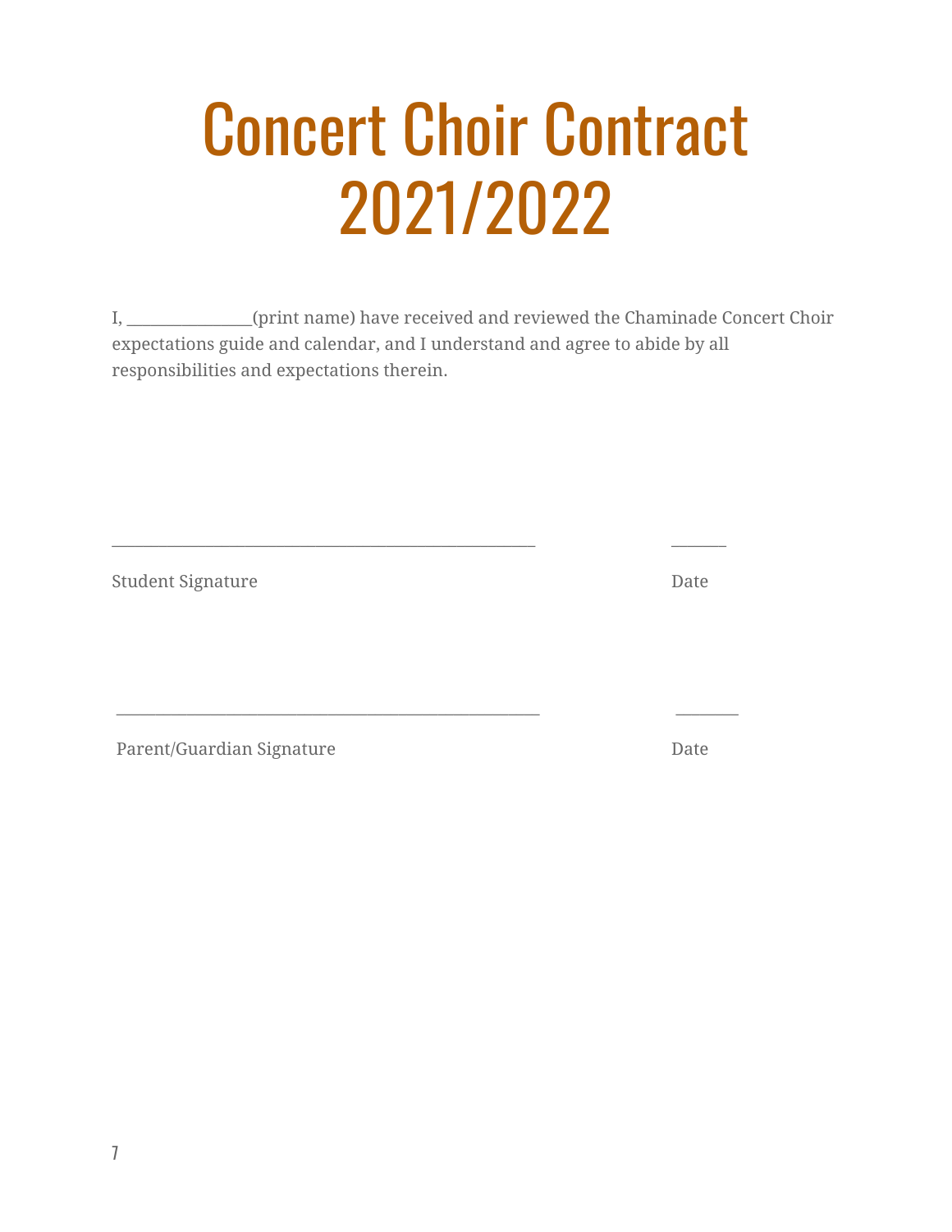# Concert Choir Contract 2021/2022

I, _______________(print name) have received and reviewed the Chaminade Concert Choir expectations guide and calendar, and I understand and agree to abide by all responsibilities and expectations therein.

__________________________________________________ ______

Student Signature Date

__________________________________________________ _______

Parent/Guardian Signature Date